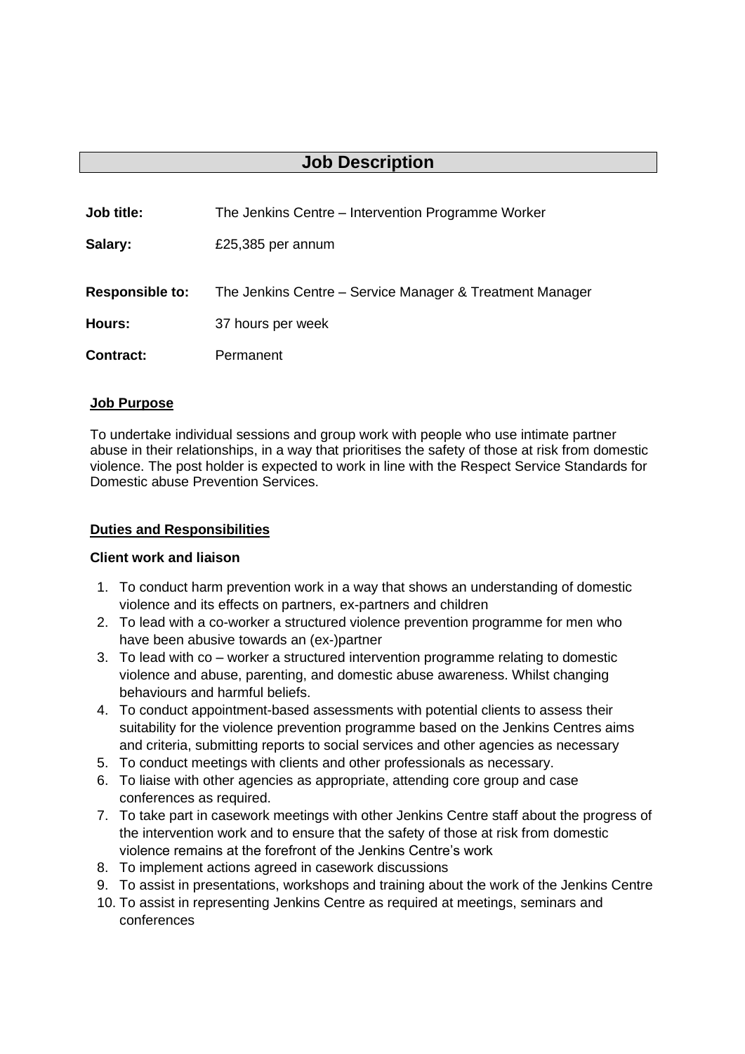# Job Description

| | |
|---|---|
| **Job title:** | The Jenkins Centre – Intervention Programme Worker |
| **Salary:** | £25,385 per annum |
| **Responsible to:** | The Jenkins Centre – Service Manager & Treatment Manager |
| **Hours:** | 37 hours per week |
| **Contract:** | Permanent |

## Job Purpose

To undertake individual sessions and group work with people who use intimate partner abuse in their relationships, in a way that prioritises the safety of those at risk from domestic violence. The post holder is expected to work in line with the Respect Service Standards for Domestic abuse Prevention Services.

## Duties and Responsibilities

### Client work and liaison

1. To conduct harm prevention work in a way that shows an understanding of domestic violence and its effects on partners, ex-partners and children
2. To lead with a co-worker a structured violence prevention programme for men who have been abusive towards an (ex-)partner
3. To lead with co – worker a structured intervention programme relating to domestic violence and abuse, parenting, and domestic abuse awareness. Whilst changing behaviours and harmful beliefs.
4. To conduct appointment-based assessments with potential clients to assess their suitability for the violence prevention programme based on the Jenkins Centres aims and criteria, submitting reports to social services and other agencies as necessary
5. To conduct meetings with clients and other professionals as necessary.
6. To liaise with other agencies as appropriate, attending core group and case conferences as required.
7. To take part in casework meetings with other Jenkins Centre staff about the progress of the intervention work and to ensure that the safety of those at risk from domestic violence remains at the forefront of the Jenkins Centre's work
8. To implement actions agreed in casework discussions
9. To assist in presentations, workshops and training about the work of the Jenkins Centre
10. To assist in representing Jenkins Centre as required at meetings, seminars and conferences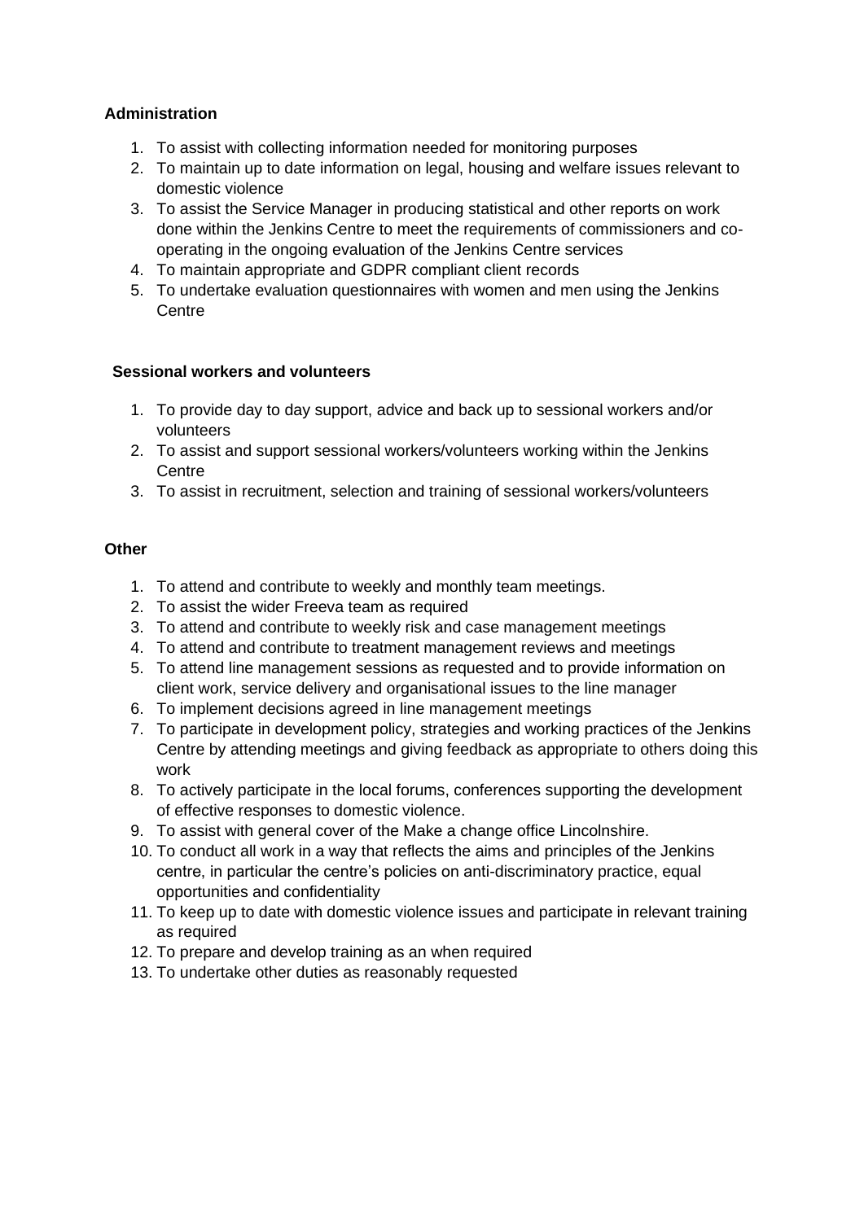**Administration**

1. To assist with collecting information needed for monitoring purposes
2. To maintain up to date information on legal, housing and welfare issues relevant to domestic violence
3. To assist the Service Manager in producing statistical and other reports on work done within the Jenkins Centre to meet the requirements of commissioners and co-operating in the ongoing evaluation of the Jenkins Centre services
4. To maintain appropriate and GDPR compliant client records
5. To undertake evaluation questionnaires with women and men using the Jenkins Centre

**Sessional workers and volunteers**

1. To provide day to day support, advice and back up to sessional workers and/or volunteers
2. To assist and support sessional workers/volunteers working within the Jenkins Centre
3. To assist in recruitment, selection and training of sessional workers/volunteers

**Other**

1. To attend and contribute to weekly and monthly team meetings.
2. To assist the wider Freeva team as required
3. To attend and contribute to weekly risk and case management meetings
4. To attend and contribute to treatment management reviews and meetings
5. To attend line management sessions as requested and to provide information on client work, service delivery and organisational issues to the line manager
6. To implement decisions agreed in line management meetings
7. To participate in development policy, strategies and working practices of the Jenkins Centre by attending meetings and giving feedback as appropriate to others doing this work
8. To actively participate in the local forums, conferences supporting the development of effective responses to domestic violence.
9. To assist with general cover of the Make a change office Lincolnshire.
10. To conduct all work in a way that reflects the aims and principles of the Jenkins centre, in particular the centre's policies on anti-discriminatory practice, equal opportunities and confidentiality
11. To keep up to date with domestic violence issues and participate in relevant training as required
12. To prepare and develop training as an when required
13. To undertake other duties as reasonably requested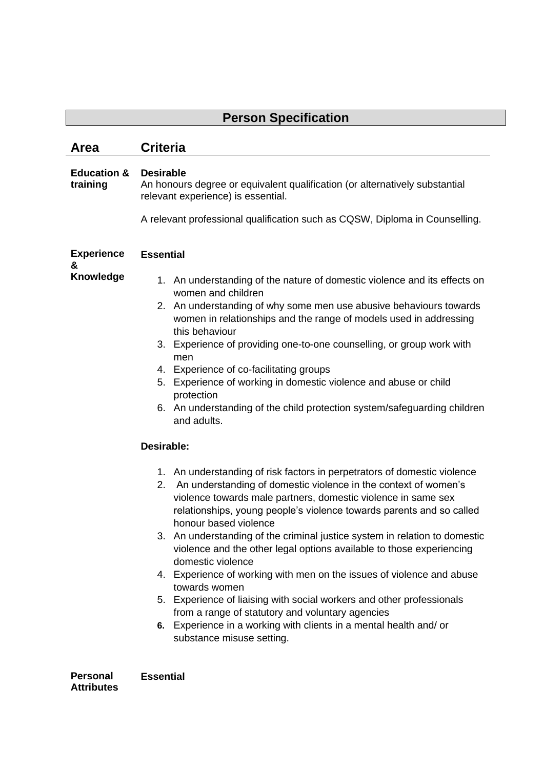## Person Specification

| Area | Criteria |
| --- | --- |
| **Education & training** | **Desirable**<br>An honours degree or equivalent qualification (or alternatively substantial relevant experience) is essential.<br><br>A relevant professional qualification such as CQSW, Diploma in Counselling. |
| **Experience & Knowledge** | **Essential**<br><br>1. An understanding of the nature of domestic violence and its effects on women and children<br>2. An understanding of why some men use abusive behaviours towards women in relationships and the range of models used in addressing this behaviour<br>3. Experience of providing one-to-one counselling, or group work with men<br>4. Experience of co-facilitating groups<br>5. Experience of working in domestic violence and abuse or child protection<br>6. An understanding of the child protection system/safeguarding children and adults.<br><br>**Desirable:**<br><br>1. An understanding of risk factors in perpetrators of domestic violence<br>2. An understanding of domestic violence in the context of women's violence towards male partners, domestic violence in same sex relationships, young people's violence towards parents and so called honour based violence<br>3. An understanding of the criminal justice system in relation to domestic violence and the other legal options available to those experiencing domestic violence<br>4. Experience of working with men on the issues of violence and abuse towards women<br>5. Experience of liaising with social workers and other professionals from a range of statutory and voluntary agencies<br>6. Experience in a working with clients in a mental health and/ or substance misuse setting. |
| **Personal Attributes** | **Essential** |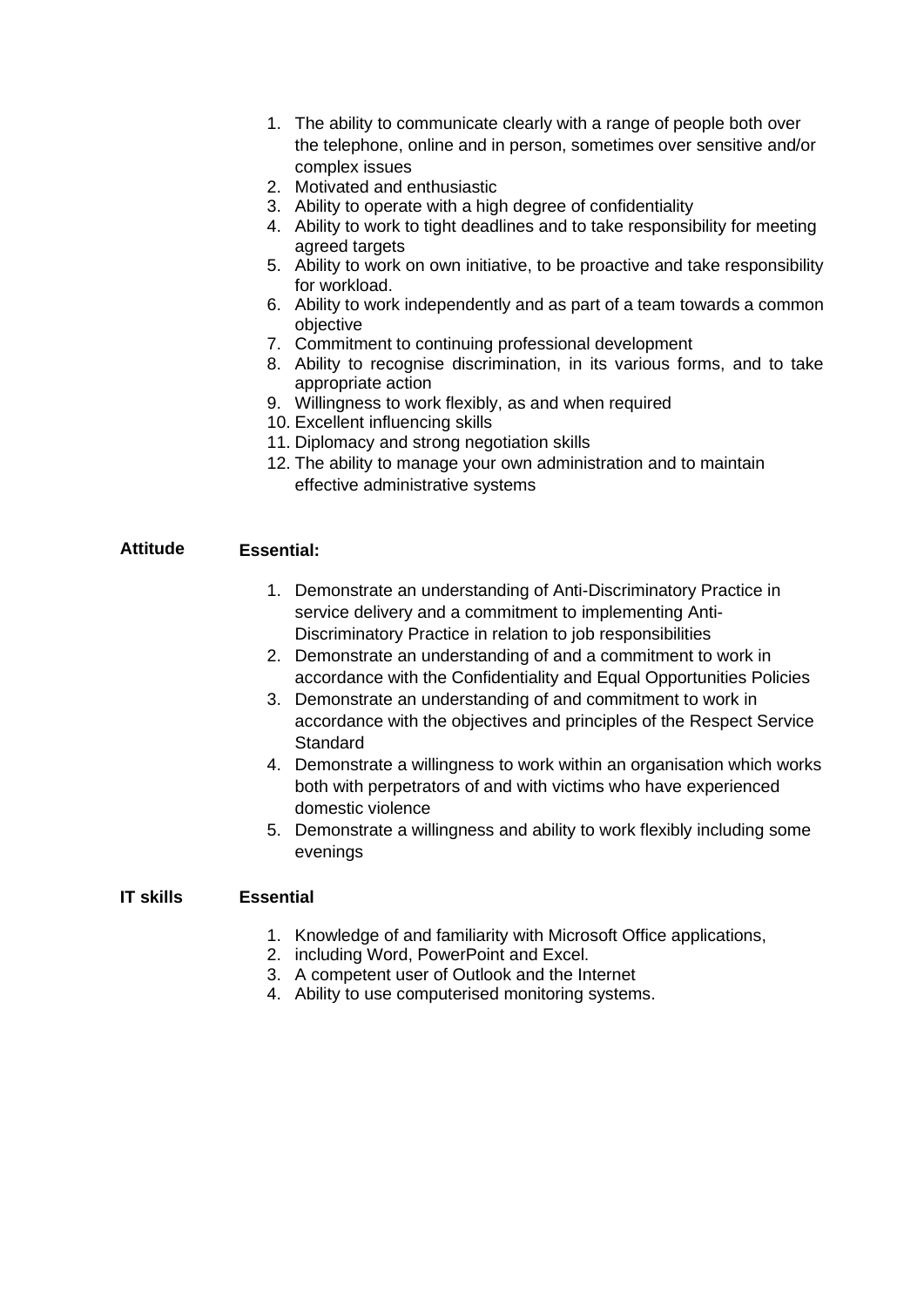1. The ability to communicate clearly with a range of people both over the telephone, online and in person, sometimes over sensitive and/or complex issues
2. Motivated and enthusiastic
3. Ability to operate with a high degree of confidentiality
4. Ability to work to tight deadlines and to take responsibility for meeting agreed targets
5. Ability to work on own initiative, to be proactive and take responsibility for workload.
6. Ability to work independently and as part of a team towards a common objective
7. Commitment to continuing professional development
8. Ability to recognise discrimination, in its various forms, and to take appropriate action
9. Willingness to work flexibly, as and when required
10. Excellent influencing skills
11. Diplomacy and strong negotiation skills
12. The ability to manage your own administration and to maintain effective administrative systems

**Attitude** **Essential:**

1. Demonstrate an understanding of Anti-Discriminatory Practice in service delivery and a commitment to implementing Anti-Discriminatory Practice in relation to job responsibilities
2. Demonstrate an understanding of and a commitment to work in accordance with the Confidentiality and Equal Opportunities Policies
3. Demonstrate an understanding of and commitment to work in accordance with the objectives and principles of the Respect Service Standard
4. Demonstrate a willingness to work within an organisation which works both with perpetrators of and with victims who have experienced domestic violence
5. Demonstrate a willingness and ability to work flexibly including some evenings

**IT skills** **Essential**

1. Knowledge of and familiarity with Microsoft Office applications,
2. including Word, PowerPoint and Excel.
3. A competent user of Outlook and the Internet
4. Ability to use computerised monitoring systems.